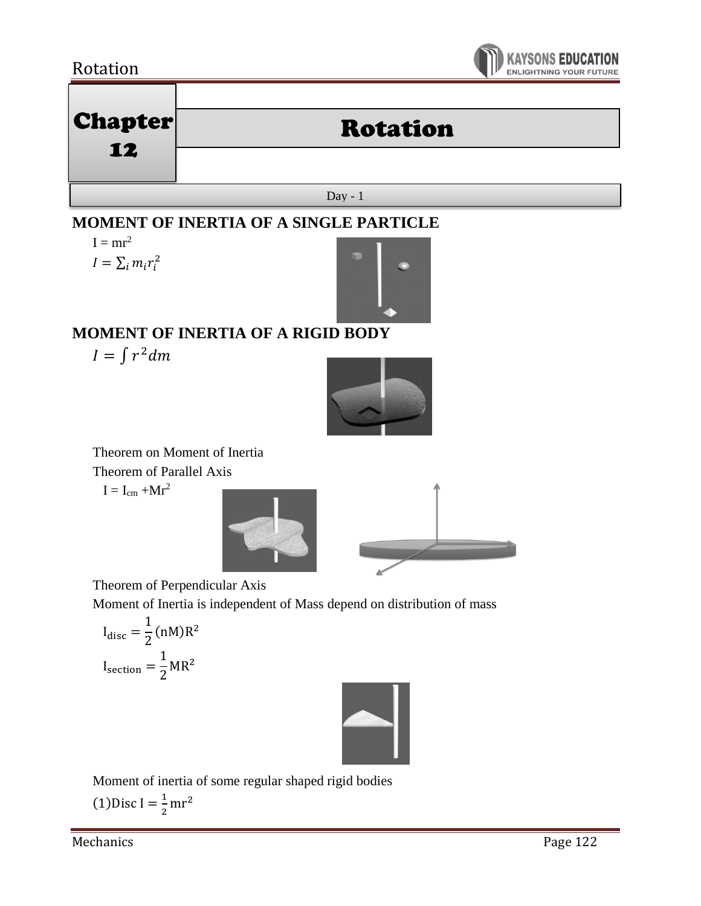# Chapter 12

# Rotation

Day - 1

## MOMENT OF INERTIA OF A SINGLE PARTICLE

$I = mr^2$

$I = \sum_i m_i r_i^2$

## MOMENT OF INERTIA OF A RIGID BODY

$I = \int r^2 dm$

Theorem on Moment of Inertia

Theorem of Parallel Axis

$I = I_{cm} + Mr^2$

Theorem of Perpendicular Axis

Moment of Inertia is independent of Mass depend on distribution of mass

$$I_{disc} = \frac{1}{2}(nM)R^2$$

$$I_{section} = \frac{1}{2}MR^2$$

Moment of inertia of some regular shaped rigid bodies

(1)Disc $I = \frac{1}{2}mr^2$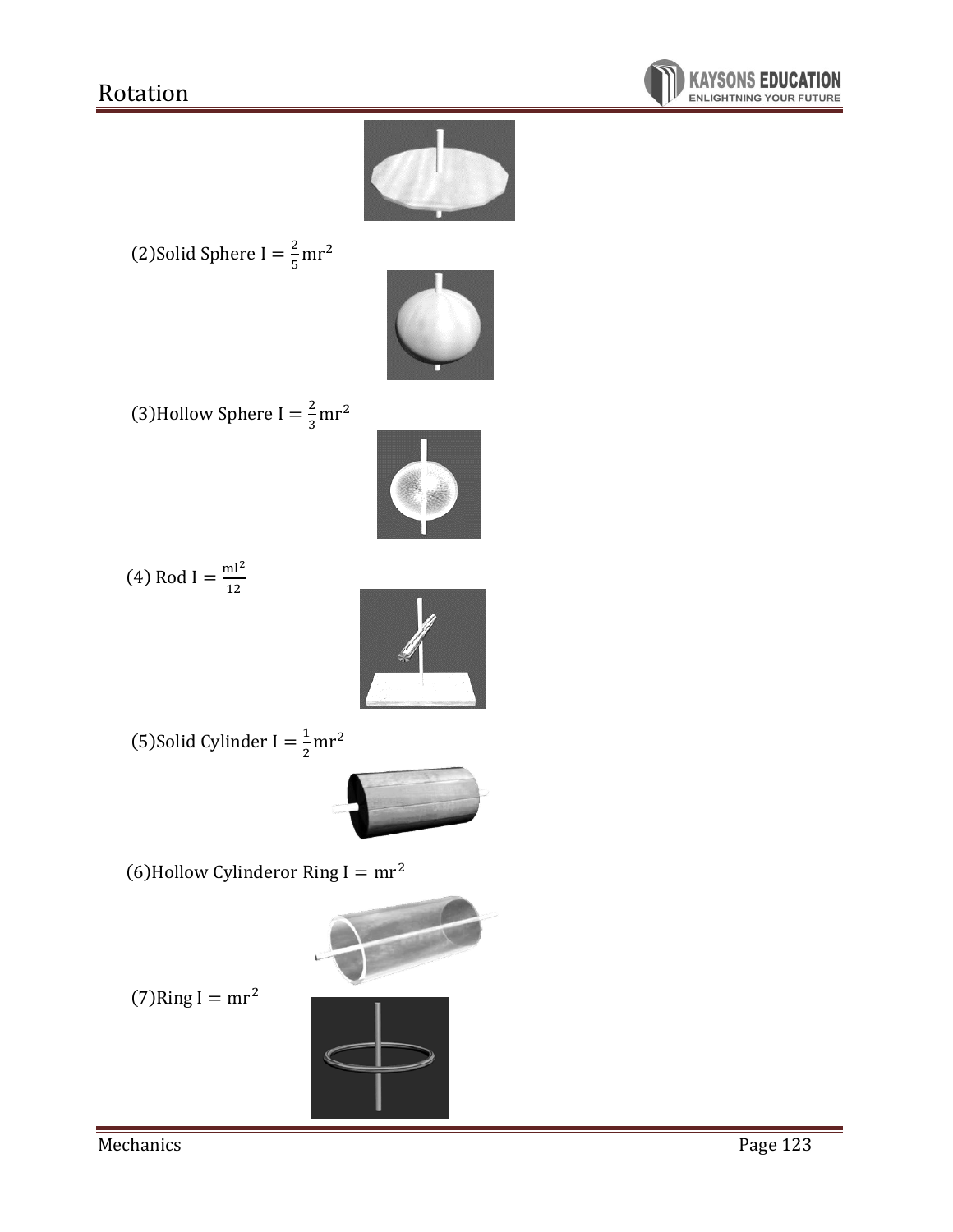(2)Solid Sphere $I = \frac{2}{5}mr^2$

(3)Hollow Sphere $I = \frac{2}{3}mr^2$

(4) Rod $I = \frac{ml^2}{12}$

(5)Solid Cylinder $I = \frac{1}{2}mr^2$

(6)Hollow Cylinderor Ring $I = mr^2$

(7)Ring $I = mr^2$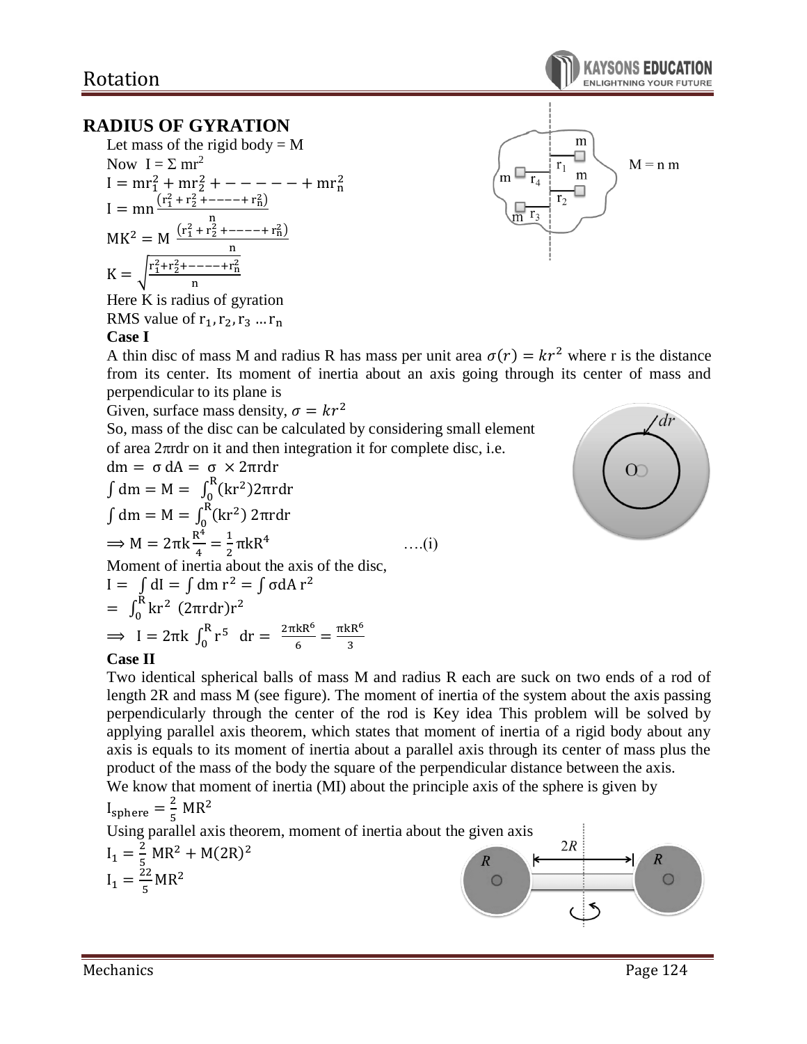## RADIUS OF GYRATION

Let mass of the rigid body = M

Now $I = \Sigma mr^2$

$$I = mr_1^2 + mr_2^2 + - - - - - - + mr_n^2$$

$$I = mn\frac{(r_1^2 + r_2^2 + ----+ r_n^2)}{n}$$

$$MK^2 = M\frac{(r_1^2 + r_2^2 + ----+ r_n^2)}{n}$$

$$K = \sqrt{\frac{r_1^2 + r_2^2 + ----+ r_n^2}{n}}$$

M = n m

Here K is radius of gyration

RMS value of $r_1, r_2, r_3 \ldots r_n$

**Case I**

A thin disc of mass M and radius R has mass per unit area $\sigma(r) = kr^2$ where r is the distance from its center. Its moment of inertia about an axis going through its center of mass and perpendicular to its plane is

Given, surface mass density, $\sigma = kr^2$

So, mass of the disc can be calculated by considering small element of area $2\pi rdr$ on it and then integration it for complete disc, i.e.

$$dm = \sigma\, dA = \sigma \times 2\pi rdr$$

$$\int dm = M = \int_0^R (kr^2) 2\pi rdr$$

$$\int dm = M = \int_0^R (kr^2)\, 2\pi rdr$$

$$\Rightarrow M = 2\pi k\frac{R^4}{4} = \frac{1}{2}\pi kR^4 \qquad \text{....(i)}$$

Moment of inertia about the axis of the disc,

$$I = \int dI = \int dm\, r^2 = \int \sigma dA\, r^2$$

$$= \int_0^R kr^2\, (2\pi rdr)r^2$$

$$\Rightarrow I = 2\pi k\int_0^R r^5\, dr = \frac{2\pi kR^6}{6} = \frac{\pi kR^6}{3}$$

**Case II**

Two identical spherical balls of mass M and radius R each are suck on two ends of a rod of length 2R and mass M (see figure). The moment of inertia of the system about the axis passing perpendicularly through the center of the rod is Key idea This problem will be solved by applying parallel axis theorem, which states that moment of inertia of a rigid body about any axis is equals to its moment of inertia about a parallel axis through its center of mass plus the product of the mass of the body the square of the perpendicular distance between the axis.

We know that moment of inertia (MI) about the principle axis of the sphere is given by

$$I_{sphere} = \frac{2}{5}MR^2$$

Using parallel axis theorem, moment of inertia about the given axis

$$I_1 = \frac{2}{5}MR^2 + M(2R)^2$$

$$I_1 = \frac{22}{5}MR^2$$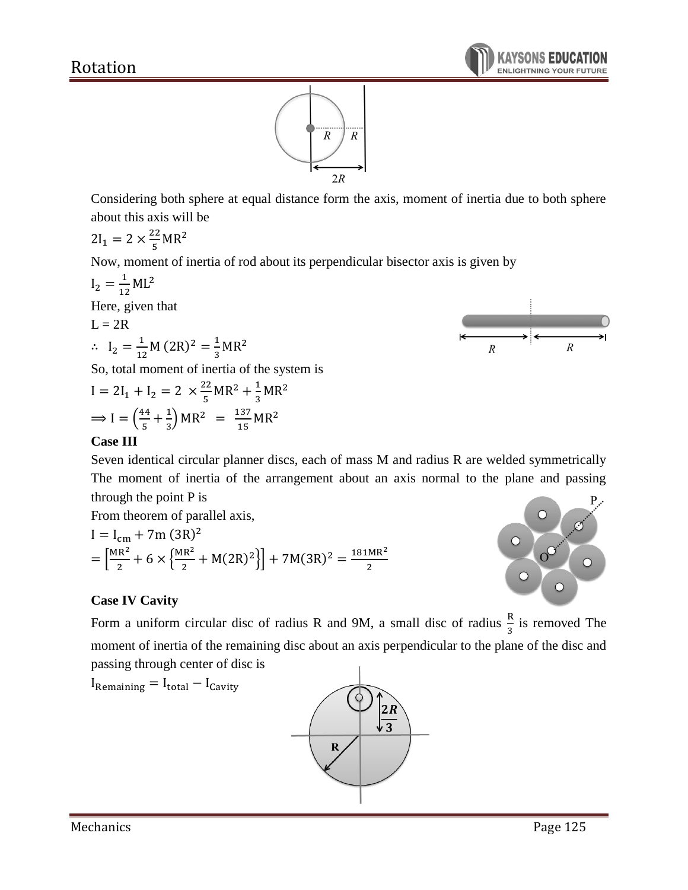Considering both sphere at equal distance form the axis, moment of inertia due to both sphere about this axis will be

$2I_1 = 2 \times \frac{22}{5}MR^2$

Now, moment of inertia of rod about its perpendicular bisector axis is given by

$I_2 = \frac{1}{12}ML^2$

Here, given that

L = 2R

$\therefore \; I_2 = \frac{1}{12}M\,(2R)^2 = \frac{1}{3}MR^2$

So, total moment of inertia of the system is

$I = 2I_1 + I_2 = 2 \times \frac{22}{5}MR^2 + \frac{1}{3}MR^2$

$\Rightarrow I = \left(\frac{44}{5} + \frac{1}{3}\right)MR^2 \; = \; \frac{137}{15}MR^2$

**Case III**

Seven identical circular planner discs, each of mass M and radius R are welded symmetrically The moment of inertia of the arrangement about an axis normal to the plane and passing through the point P is

From theorem of parallel axis,

$I = I_{cm} + 7m\,(3R)^2$

$= \left[\frac{MR^2}{2} + 6 \times \left\{\frac{MR^2}{2} + M(2R)^2\right\}\right] + 7M(3R)^2 = \frac{181MR^2}{2}$

**Case IV Cavity**

Form a uniform circular disc of radius R and 9M, a small disc of radius $\frac{R}{3}$ is removed The moment of inertia of the remaining disc about an axis perpendicular to the plane of the disc and passing through center of disc is

$I_{Remaining} = I_{total} - I_{Cavity}$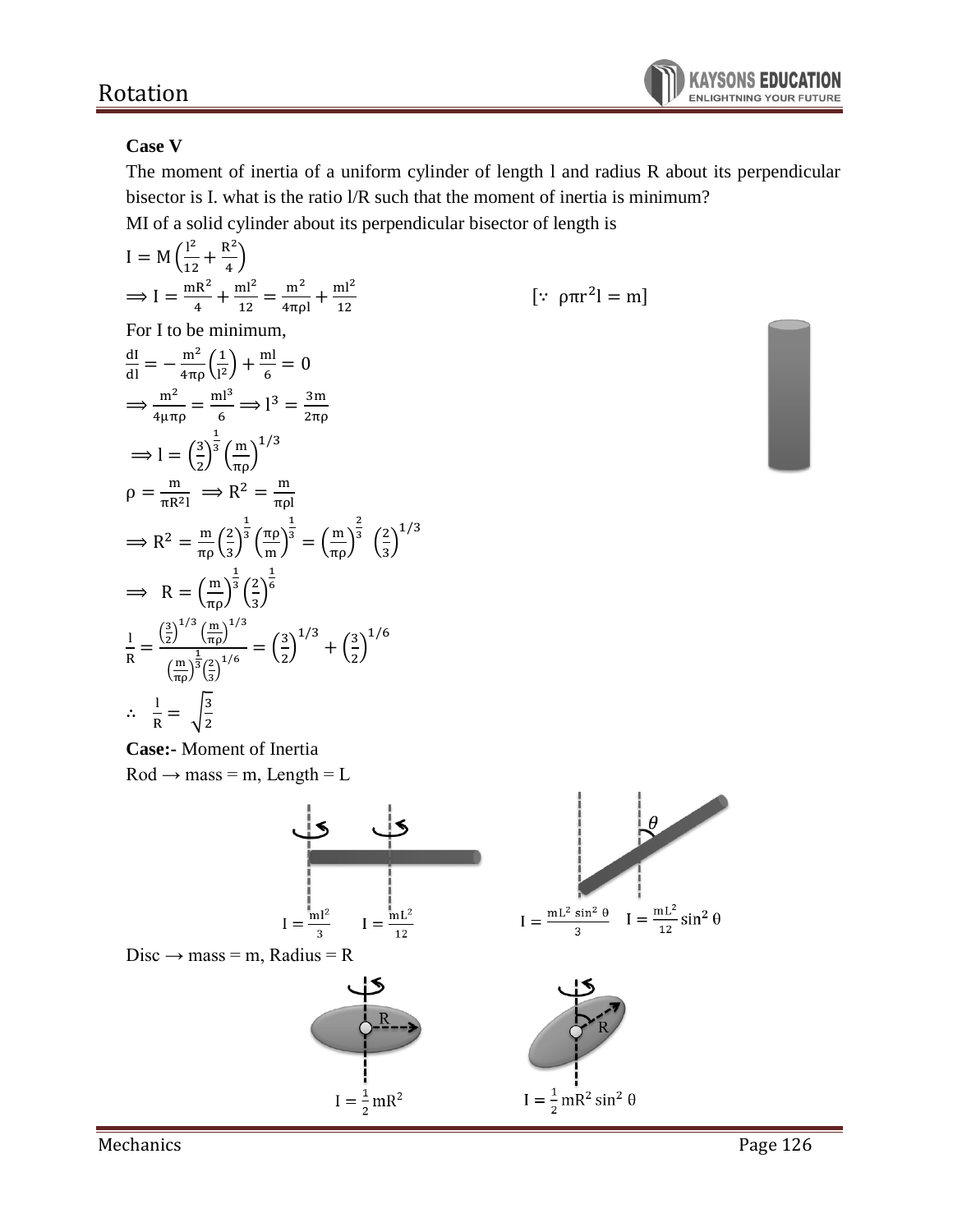**Case V**

The moment of inertia of a uniform cylinder of length l and radius R about its perpendicular bisector is I. what is the ratio l/R such that the moment of inertia is minimum?

MI of a solid cylinder about its perpendicular bisector of length is

$$I = M\left(\frac{l^2}{12} + \frac{R^2}{4}\right)$$

$$\Rightarrow I = \frac{mR^2}{4} + \frac{ml^2}{12} = \frac{m^2}{4\pi\rho l} + \frac{ml^2}{12} \qquad [\because \rho\pi r^2 l = m]$$

For I to be minimum,

$$\frac{dI}{dl} = -\frac{m^2}{4\pi\rho}\left(\frac{1}{l^2}\right) + \frac{ml}{6} = 0$$

$$\Rightarrow \frac{m^2}{4\mu\pi\rho} = \frac{ml^3}{6} \Rightarrow l^3 = \frac{3m}{2\pi\rho}$$

$$\Rightarrow l = \left(\frac{3}{2}\right)^{\frac{1}{3}}\left(\frac{m}{\pi\rho}\right)^{1/3}$$

$$\rho = \frac{m}{\pi R^2 l} \Rightarrow R^2 = \frac{m}{\pi\rho l}$$

$$\Rightarrow R^2 = \frac{m}{\pi\rho}\left(\frac{2}{3}\right)^{\frac{1}{3}}\left(\frac{\pi\rho}{m}\right)^{\frac{1}{3}} = \left(\frac{m}{\pi\rho}\right)^{\frac{2}{3}}\left(\frac{2}{3}\right)^{1/3}$$

$$\Rightarrow R = \left(\frac{m}{\pi\rho}\right)^{\frac{1}{3}}\left(\frac{2}{3}\right)^{\frac{1}{6}}$$

$$\frac{l}{R} = \frac{\left(\frac{3}{2}\right)^{1/3}\left(\frac{m}{\pi\rho}\right)^{1/3}}{\left(\frac{m}{\pi\rho}\right)^{\frac{1}{3}}\left(\frac{2}{3}\right)^{1/6}} = \left(\frac{3}{2}\right)^{1/3} + \left(\frac{3}{2}\right)^{1/6}$$

$$\therefore \frac{l}{R} = \sqrt{\frac{3}{2}}$$

**Case:-** Moment of Inertia

Rod → mass = m, Length = L

$I = \frac{ml^2}{3}$ $\quad I = \frac{mL^2}{12}$ $\quad I = \frac{mL^2 \sin^2\theta}{3}$ $\quad I = \frac{mL^2}{12}\sin^2\theta$

Disc → mass = m, Radius = R

$I = \frac{1}{2}mR^2$ $\quad I = \frac{1}{2}mR^2\sin^2\theta$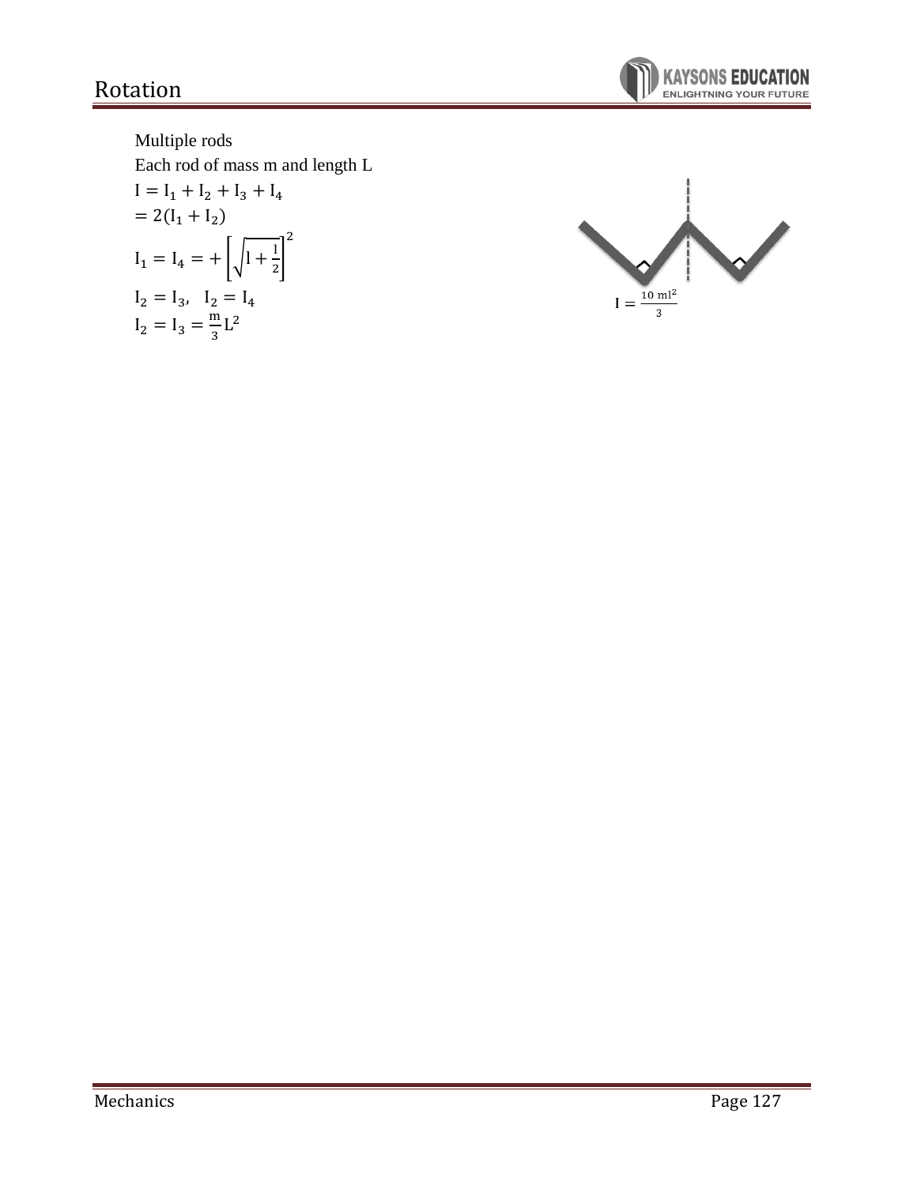Multiple rods

Each rod of mass m and length L

$\mathrm{I} = \mathrm{I}_1 + \mathrm{I}_2 + \mathrm{I}_3 + \mathrm{I}_4$

$= 2(\mathrm{I}_1 + \mathrm{I}_2)$

$\mathrm{I}_1 = \mathrm{I}_4 = + \left[\sqrt{\mathrm{l} + \frac{\mathrm{l}}{2}}\right]^2$

$\mathrm{I}_2 = \mathrm{I}_3, \quad \mathrm{I}_2 = \mathrm{I}_4$

$\mathrm{I}_2 = \mathrm{I}_3 = \frac{\mathrm{m}}{3}\mathrm{L}^2$

$\mathrm{I} = \frac{10\ \mathrm{ml}^2}{3}$